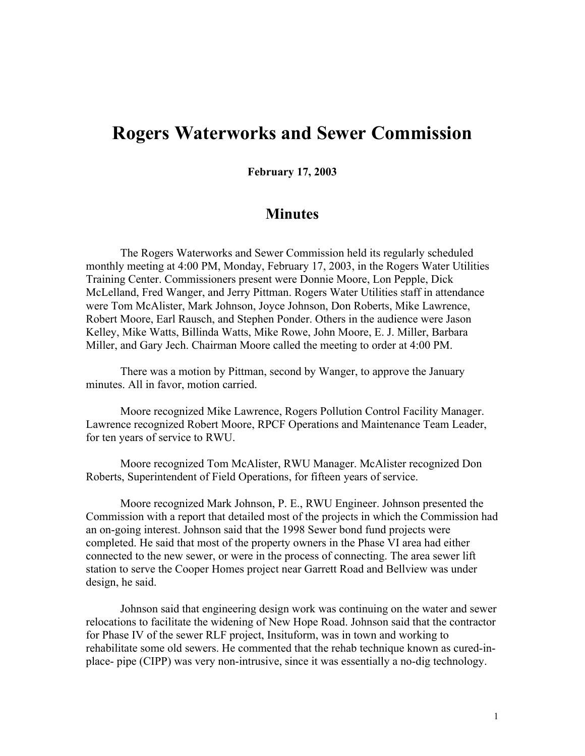# Rogers Waterworks and Sewer Commission

**February 17, 2003**

## Minutes

The Rogers Waterworks and Sewer Commission held its regularly scheduled monthly meeting at 4:00 PM, Monday, February 17, 2003, in the Rogers Water Utilities Training Center. Commissioners present were Donnie Moore, Lon Pepple, Dick McLelland, Fred Wanger, and Jerry Pittman. Rogers Water Utilities staff in attendance were Tom McAlister, Mark Johnson, Joyce Johnson, Don Roberts, Mike Lawrence, Robert Moore, Earl Rausch, and Stephen Ponder. Others in the audience were Jason Kelley, Mike Watts, Billinda Watts, Mike Rowe, John Moore, E. J. Miller, Barbara Miller, and Gary Jech. Chairman Moore called the meeting to order at 4:00 PM.

There was a motion by Pittman, second by Wanger, to approve the January minutes. All in favor, motion carried.

Moore recognized Mike Lawrence, Rogers Pollution Control Facility Manager. Lawrence recognized Robert Moore, RPCF Operations and Maintenance Team Leader, for ten years of service to RWU.

Moore recognized Tom McAlister, RWU Manager. McAlister recognized Don Roberts, Superintendent of Field Operations, for fifteen years of service.

Moore recognized Mark Johnson, P. E., RWU Engineer. Johnson presented the Commission with a report that detailed most of the projects in which the Commission had an on-going interest. Johnson said that the 1998 Sewer bond fund projects were completed. He said that most of the property owners in the Phase VI area had either connected to the new sewer, or were in the process of connecting. The area sewer lift station to serve the Cooper Homes project near Garrett Road and Bellview was under design, he said.

Johnson said that engineering design work was continuing on the water and sewer relocations to facilitate the widening of New Hope Road. Johnson said that the contractor for Phase IV of the sewer RLF project, Insituform, was in town and working to rehabilitate some old sewers. He commented that the rehab technique known as cured-in-place- pipe (CIPP) was very non-intrusive, since it was essentially a no-dig technology.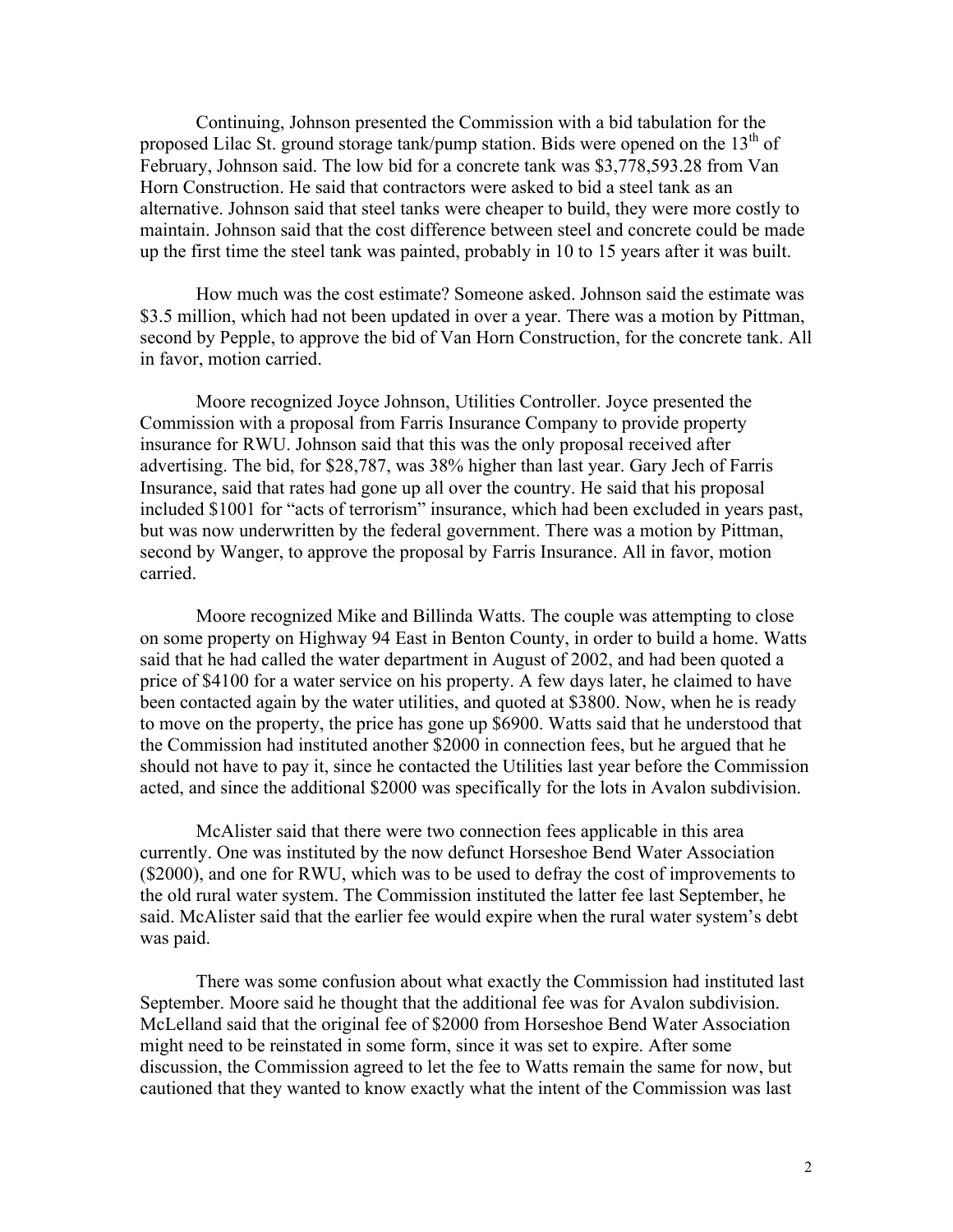Continuing, Johnson presented the Commission with a bid tabulation for the proposed Lilac St. ground storage tank/pump station. Bids were opened on the 13th of February, Johnson said. The low bid for a concrete tank was $3,778,593.28 from Van Horn Construction. He said that contractors were asked to bid a steel tank as an alternative. Johnson said that steel tanks were cheaper to build, they were more costly to maintain. Johnson said that the cost difference between steel and concrete could be made up the first time the steel tank was painted, probably in 10 to 15 years after it was built.

How much was the cost estimate? Someone asked. Johnson said the estimate was $3.5 million, which had not been updated in over a year. There was a motion by Pittman, second by Pepple, to approve the bid of Van Horn Construction, for the concrete tank. All in favor, motion carried.

Moore recognized Joyce Johnson, Utilities Controller. Joyce presented the Commission with a proposal from Farris Insurance Company to provide property insurance for RWU. Johnson said that this was the only proposal received after advertising. The bid, for $28,787, was 38% higher than last year. Gary Jech of Farris Insurance, said that rates had gone up all over the country. He said that his proposal included $1001 for "acts of terrorism" insurance, which had been excluded in years past, but was now underwritten by the federal government. There was a motion by Pittman, second by Wanger, to approve the proposal by Farris Insurance. All in favor, motion carried.

Moore recognized Mike and Billinda Watts. The couple was attempting to close on some property on Highway 94 East in Benton County, in order to build a home. Watts said that he had called the water department in August of 2002, and had been quoted a price of $4100 for a water service on his property. A few days later, he claimed to have been contacted again by the water utilities, and quoted at $3800. Now, when he is ready to move on the property, the price has gone up $6900. Watts said that he understood that the Commission had instituted another $2000 in connection fees, but he argued that he should not have to pay it, since he contacted the Utilities last year before the Commission acted, and since the additional $2000 was specifically for the lots in Avalon subdivision.

McAlister said that there were two connection fees applicable in this area currently. One was instituted by the now defunct Horseshoe Bend Water Association ($2000), and one for RWU, which was to be used to defray the cost of improvements to the old rural water system. The Commission instituted the latter fee last September, he said. McAlister said that the earlier fee would expire when the rural water system's debt was paid.

There was some confusion about what exactly the Commission had instituted last September. Moore said he thought that the additional fee was for Avalon subdivision. McLelland said that the original fee of $2000 from Horseshoe Bend Water Association might need to be reinstated in some form, since it was set to expire. After some discussion, the Commission agreed to let the fee to Watts remain the same for now, but cautioned that they wanted to know exactly what the intent of the Commission was last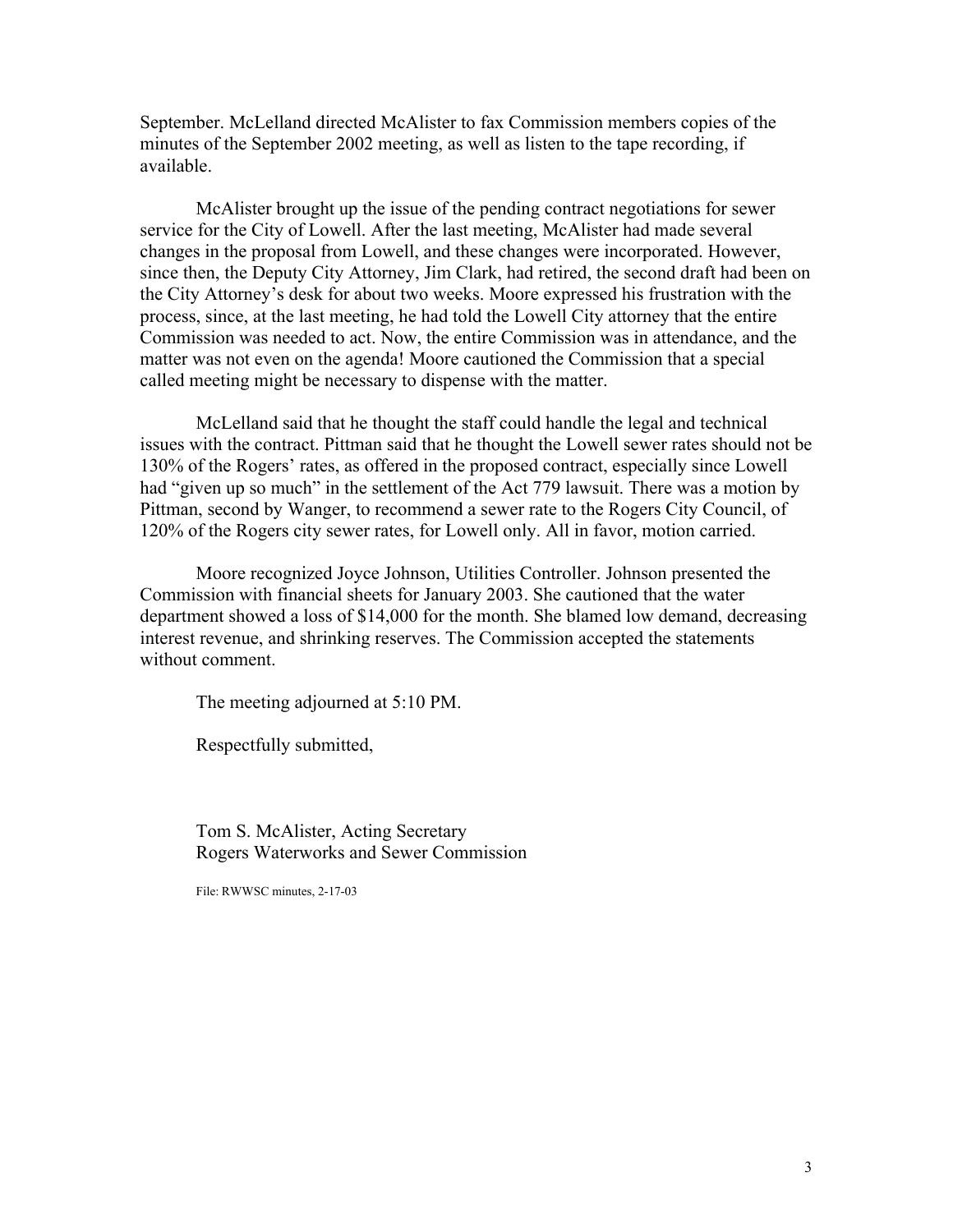September. McLelland directed McAlister to fax Commission members copies of the minutes of the September 2002 meeting, as well as listen to the tape recording, if available.

McAlister brought up the issue of the pending contract negotiations for sewer service for the City of Lowell. After the last meeting, McAlister had made several changes in the proposal from Lowell, and these changes were incorporated. However, since then, the Deputy City Attorney, Jim Clark, had retired, the second draft had been on the City Attorney's desk for about two weeks. Moore expressed his frustration with the process, since, at the last meeting, he had told the Lowell City attorney that the entire Commission was needed to act. Now, the entire Commission was in attendance, and the matter was not even on the agenda! Moore cautioned the Commission that a special called meeting might be necessary to dispense with the matter.

McLelland said that he thought the staff could handle the legal and technical issues with the contract. Pittman said that he thought the Lowell sewer rates should not be 130% of the Rogers' rates, as offered in the proposed contract, especially since Lowell had "given up so much" in the settlement of the Act 779 lawsuit. There was a motion by Pittman, second by Wanger, to recommend a sewer rate to the Rogers City Council, of 120% of the Rogers city sewer rates, for Lowell only. All in favor, motion carried.

Moore recognized Joyce Johnson, Utilities Controller. Johnson presented the Commission with financial sheets for January 2003. She cautioned that the water department showed a loss of $14,000 for the month. She blamed low demand, decreasing interest revenue, and shrinking reserves. The Commission accepted the statements without comment.

The meeting adjourned at 5:10 PM.

Respectfully submitted,

Tom S. McAlister, Acting Secretary
Rogers Waterworks and Sewer Commission

File: RWWSC minutes, 2-17-03